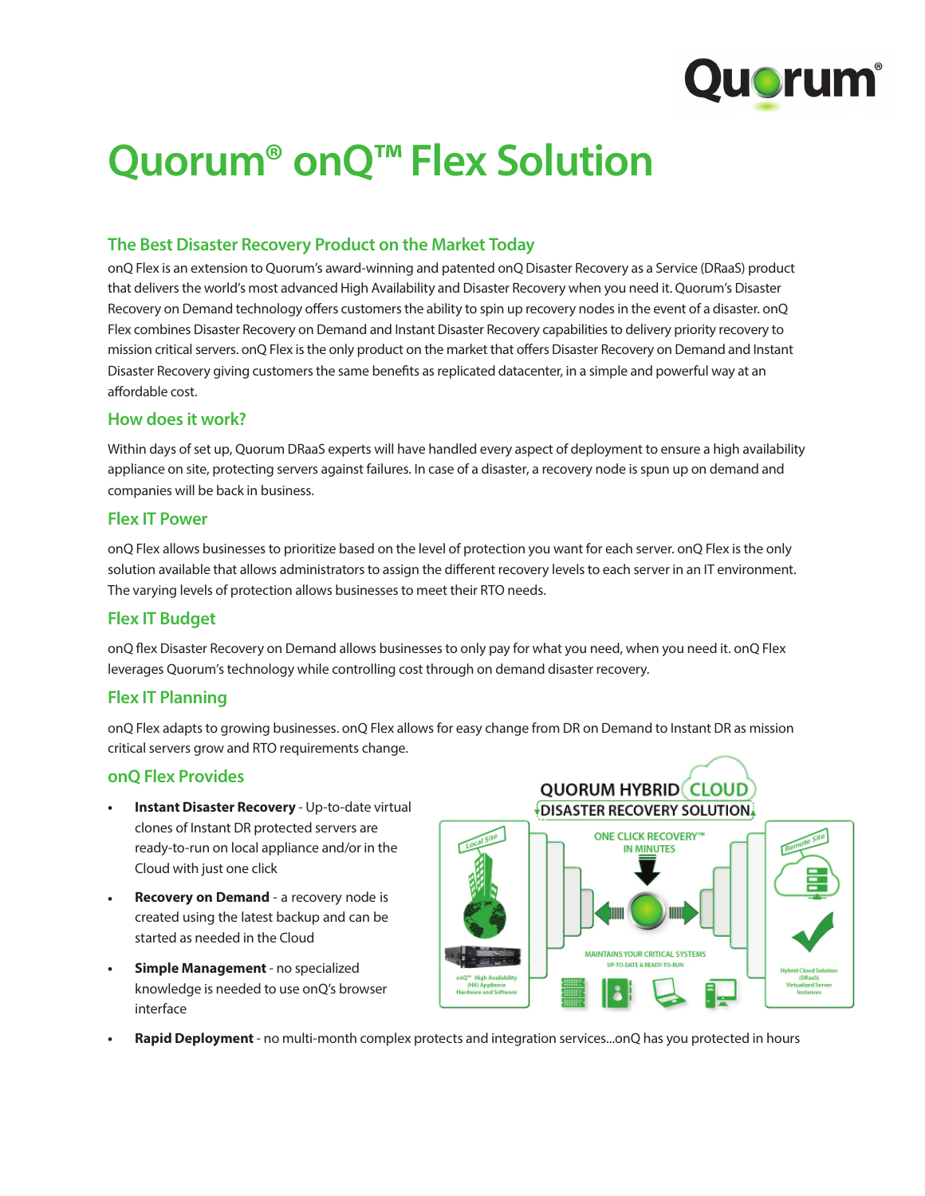Quorum®

# Quorum® onQ™ Flex Solution

## The Best Disaster Recovery Product on the Market Today

onQ Flex is an extension to Quorum's award-winning and patented onQ Disaster Recovery as a Service (DRaaS) product that delivers the world's most advanced High Availability and Disaster Recovery when you need it. Quorum's Disaster Recovery on Demand technology offers customers the ability to spin up recovery nodes in the event of a disaster. onQ Flex combines Disaster Recovery on Demand and Instant Disaster Recovery capabilities to delivery priority recovery to mission critical servers. onQ Flex is the only product on the market that offers Disaster Recovery on Demand and Instant Disaster Recovery giving customers the same benefits as replicated datacenter, in a simple and powerful way at an affordable cost.

## How does it work?

Within days of set up, Quorum DRaaS experts will have handled every aspect of deployment to ensure a high availability appliance on site, protecting servers against failures. In case of a disaster, a recovery node is spun up on demand and companies will be back in business.

## Flex IT Power

onQ Flex allows businesses to prioritize based on the level of protection you want for each server. onQ Flex is the only solution available that allows administrators to assign the different recovery levels to each server in an IT environment. The varying levels of protection allows businesses to meet their RTO needs.

## Flex IT Budget

onQ flex Disaster Recovery on Demand allows businesses to only pay for what you need, when you need it. onQ Flex leverages Quorum's technology while controlling cost through on demand disaster recovery.

## Flex IT Planning

onQ Flex adapts to growing businesses. onQ Flex allows for easy change from DR on Demand to Instant DR as mission critical servers grow and RTO requirements change.

## onQ Flex Provides

- **Instant Disaster Recovery** - Up-to-date virtual clones of Instant DR protected servers are ready-to-run on local appliance and/or in the Cloud with just one click
- **Recovery on Demand** - a recovery node is created using the latest backup and can be started as needed in the Cloud
- **Simple Management** - no specialized knowledge is needed to use onQ's browser interface
- **Rapid Deployment** - no multi-month complex protects and integration services...onQ has you protected in hours

QUORUM HYBRID CLOUD DISASTER RECOVERY SOLUTION

Local Site — onQ™ High Availability (HA) Appliance Hardware and Software

ONE CLICK RECOVERY™ IN MINUTES

MAINTAINS YOUR CRITICAL SYSTEMS UP-TO-DATE & READY-TO-RUN

Remote Site — Hybrid Cloud Solution (DRaaS) Virtualized Server Instances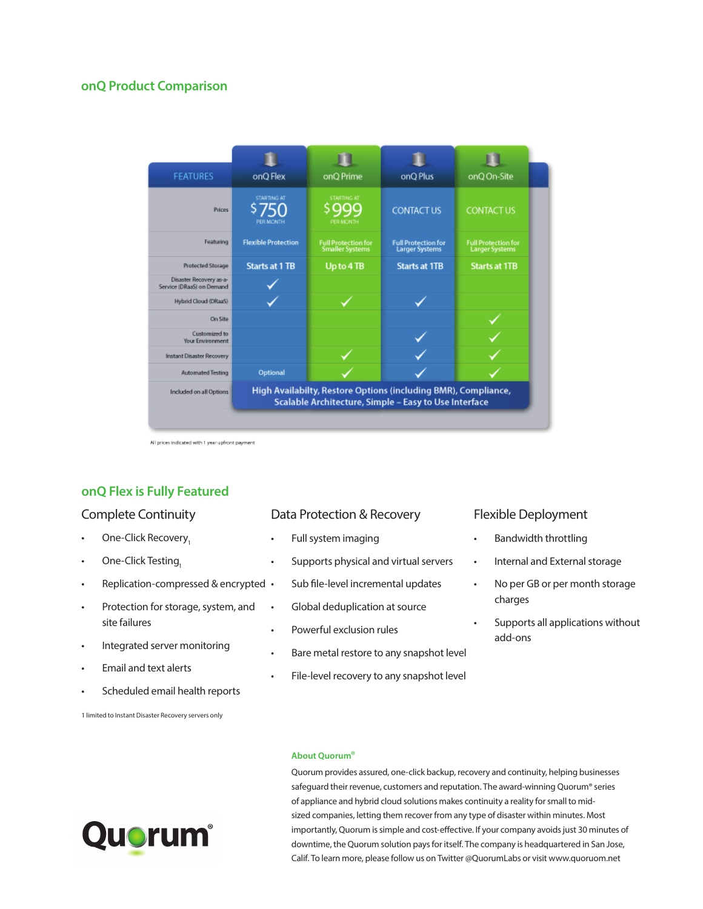## onQ Product Comparison

| FEATURES | onQ Flex | onQ Prime | onQ Plus | onQ On-Site |
|---|---|---|---|---|
| Prices | STARTING AT $750 PER MONTH | STARTING AT $999 PER MONTH | CONTACT US | CONTACT US |
| Featuring | Flexible Protection | Full Protection for Smaller Systems | Full Protection for Larger Systems | Full Protection for Larger Systems |
| Protected Storage | Starts at 1 TB | Up to 4 TB | Starts at 1TB | Starts at 1TB |
| Disaster Recovery as-a-Service (DRaaS) on Demand | ✓ | | | |
| Hybrid Cloud (DRaaS) | ✓ | ✓ | ✓ | |
| On Site | | | | ✓ |
| Customized to Your Environment | | | ✓ | ✓ |
| Instant Disaster Recovery | | ✓ | ✓ | ✓ |
| Automated Testing | Optional | ✓ | ✓ | ✓ |
| Included on all Options | High Availabilty, Restore Options (including BMR), Compliance, Scalable Architecture, Simple – Easy to Use Interface | | | |

All prices indicated with 1 year upfront payment

## onQ Flex is Fully Featured

### Complete Continuity

- One-Click Recovery[1]
- One-Click Testing[1]
- Replication-compressed & encrypted
- Protection for storage, system, and site failures
- Integrated server monitoring
- Email and text alerts
- Scheduled email health reports

### Data Protection & Recovery

- Full system imaging
- Supports physical and virtual servers
- Sub file-level incremental updates
- Global deduplication at source
- Powerful exclusion rules
- Bare metal restore to any snapshot level
- File-level recovery to any snapshot level

### Flexible Deployment

- Bandwidth throttling
- Internal and External storage
- No per GB or per month storage charges
- Supports all applications without add-ons

1 limited to Instant Disaster Recovery servers only

Quorum®

**About Quorum®**

Quorum provides assured, one-click backup, recovery and continuity, helping businesses safeguard their revenue, customers and reputation. The award-winning Quorum® series of appliance and hybrid cloud solutions makes continuity a reality for small to mid-sized companies, letting them recover from any type of disaster within minutes. Most importantly, Quorum is simple and cost-effective. If your company avoids just 30 minutes of downtime, the Quorum solution pays for itself. The company is headquartered in San Jose, Calif. To learn more, please follow us on Twitter @QuorumLabs or visit www.quoruom.net